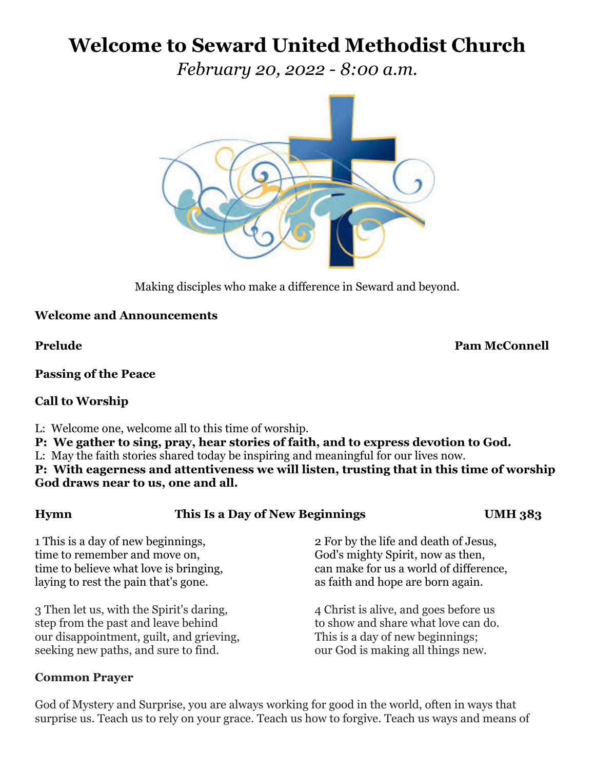# Welcome to Seward United Methodist Church

*February 20, 2022 - 8:00 a.m.*

Making disciples who make a difference in Seward and beyond.

**Welcome and Announcements**

**Prelude** **Pam McConnell**

**Passing of the Peace**

**Call to Worship**

L: Welcome one, welcome all to this time of worship.
**P: We gather to sing, pray, hear stories of faith, and to express devotion to God.**
L: May the faith stories shared today be inspiring and meaningful for our lives now.
**P: With eagerness and attentiveness we will listen, trusting that in this time of worship God draws near to us, one and all.**

**Hymn** **This Is a Day of New Beginnings** **UMH 383**

1 This is a day of new beginnings,
time to remember and move on,
time to believe what love is bringing,
laying to rest the pain that's gone.

2 For by the life and death of Jesus,
God's mighty Spirit, now as then,
can make for us a world of difference,
as faith and hope are born again.

3 Then let us, with the Spirit's daring,
step from the past and leave behind
our disappointment, guilt, and grieving,
seeking new paths, and sure to find.

4 Christ is alive, and goes before us
to show and share what love can do.
This is a day of new beginnings;
our God is making all things new.

**Common Prayer**

God of Mystery and Surprise, you are always working for good in the world, often in ways that surprise us. Teach us to rely on your grace. Teach us how to forgive. Teach us ways and means of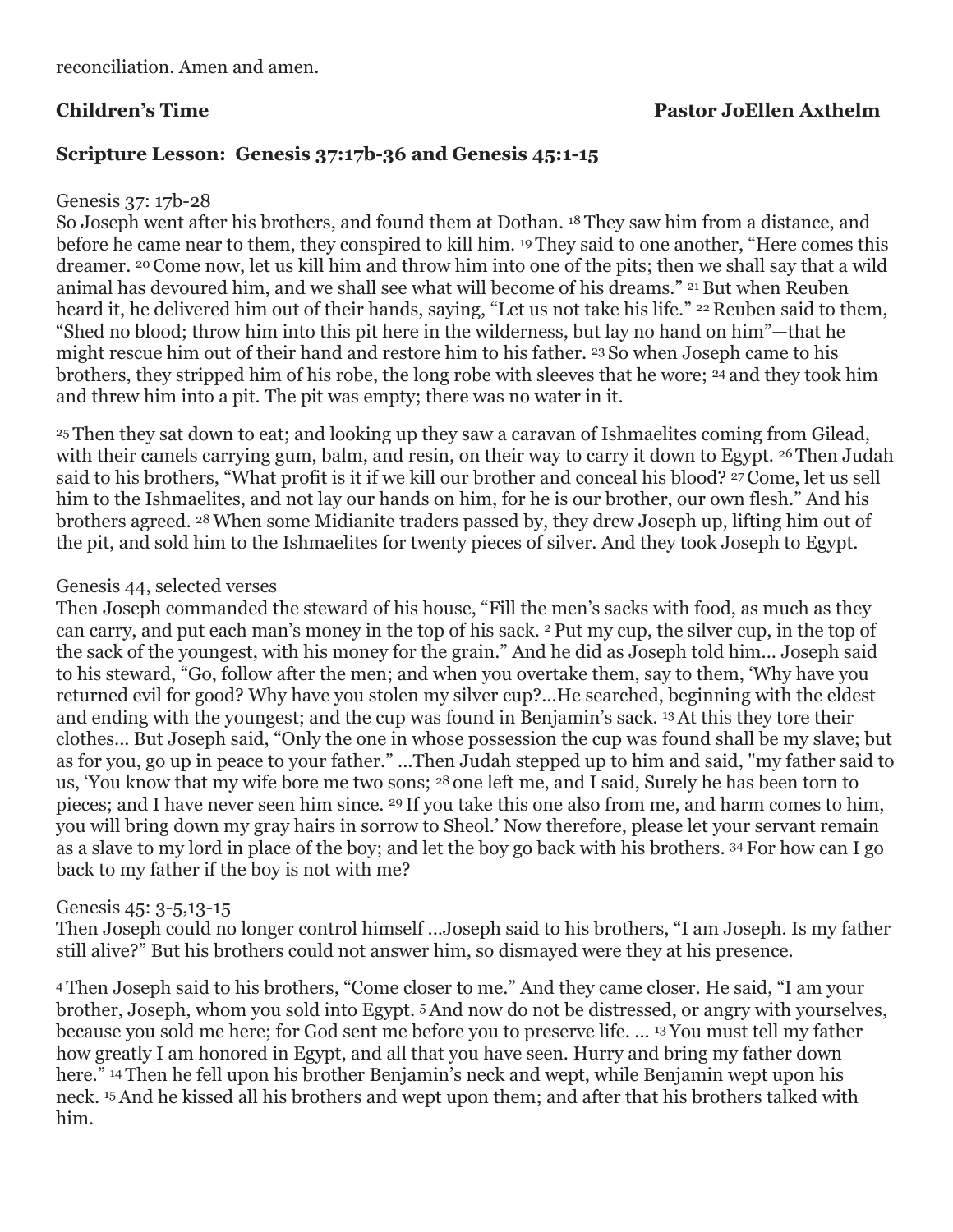reconciliation. Amen and amen.

**Children's Time** **Pastor JoEllen Axthelm**

**Scripture Lesson: Genesis 37:17b-36 and Genesis 45:1-15**

Genesis 37: 17b-28

So Joseph went after his brothers, and found them at Dothan. [18] They saw him from a distance, and before he came near to them, they conspired to kill him. [19] They said to one another, "Here comes this dreamer. [20] Come now, let us kill him and throw him into one of the pits; then we shall say that a wild animal has devoured him, and we shall see what will become of his dreams." [21] But when Reuben heard it, he delivered him out of their hands, saying, "Let us not take his life." [22] Reuben said to them, "Shed no blood; throw him into this pit here in the wilderness, but lay no hand on him"—that he might rescue him out of their hand and restore him to his father. [23] So when Joseph came to his brothers, they stripped him of his robe, the long robe with sleeves that he wore; [24] and they took him and threw him into a pit. The pit was empty; there was no water in it.

[25] Then they sat down to eat; and looking up they saw a caravan of Ishmaelites coming from Gilead, with their camels carrying gum, balm, and resin, on their way to carry it down to Egypt. [26] Then Judah said to his brothers, "What profit is it if we kill our brother and conceal his blood? [27] Come, let us sell him to the Ishmaelites, and not lay our hands on him, for he is our brother, our own flesh." And his brothers agreed. [28] When some Midianite traders passed by, they drew Joseph up, lifting him out of the pit, and sold him to the Ishmaelites for twenty pieces of silver. And they took Joseph to Egypt.

Genesis 44, selected verses

Then Joseph commanded the steward of his house, "Fill the men's sacks with food, as much as they can carry, and put each man's money in the top of his sack. [2] Put my cup, the silver cup, in the top of the sack of the youngest, with his money for the grain." And he did as Joseph told him... Joseph said to his steward, "Go, follow after the men; and when you overtake them, say to them, 'Why have you returned evil for good? Why have you stolen my silver cup?...He searched, beginning with the eldest and ending with the youngest; and the cup was found in Benjamin's sack. [13] At this they tore their clothes... But Joseph said, "Only the one in whose possession the cup was found shall be my slave; but as for you, go up in peace to your father." ...Then Judah stepped up to him and said, "my father said to us, 'You know that my wife bore me two sons; [28] one left me, and I said, Surely he has been torn to pieces; and I have never seen him since. [29] If you take this one also from me, and harm comes to him, you will bring down my gray hairs in sorrow to Sheol.' Now therefore, please let your servant remain as a slave to my lord in place of the boy; and let the boy go back with his brothers. [34] For how can I go back to my father if the boy is not with me?

Genesis 45: 3-5,13-15

Then Joseph could no longer control himself ...Joseph said to his brothers, "I am Joseph. Is my father still alive?" But his brothers could not answer him, so dismayed were they at his presence.

[4] Then Joseph said to his brothers, "Come closer to me." And they came closer. He said, "I am your brother, Joseph, whom you sold into Egypt. [5] And now do not be distressed, or angry with yourselves, because you sold me here; for God sent me before you to preserve life. ... [13] You must tell my father how greatly I am honored in Egypt, and all that you have seen. Hurry and bring my father down here." [14] Then he fell upon his brother Benjamin's neck and wept, while Benjamin wept upon his neck. [15] And he kissed all his brothers and wept upon them; and after that his brothers talked with him.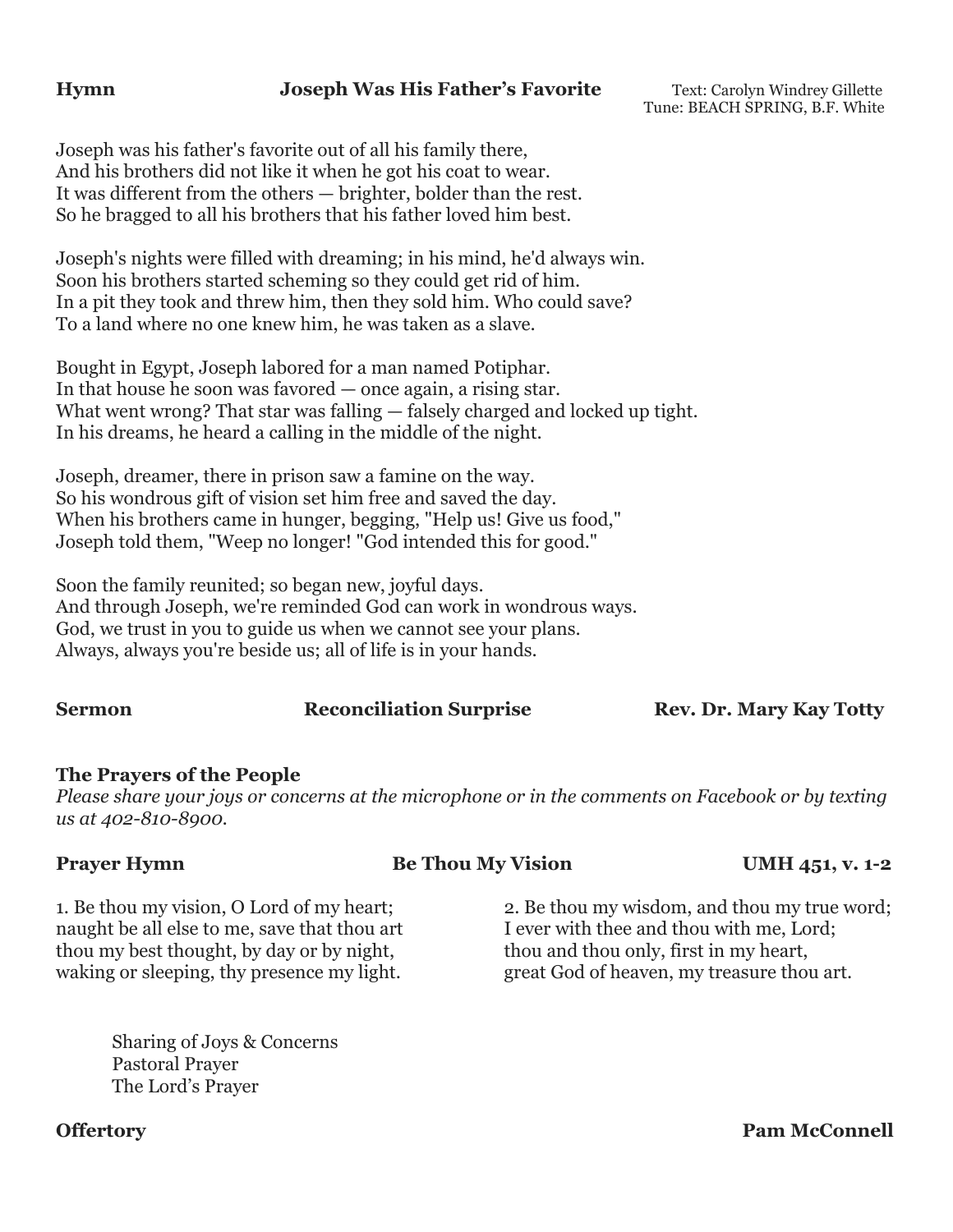**Hymn** **Joseph Was His Father's Favorite** Text: Carolyn Windrey Gillette
Tune: BEACH SPRING, B.F. White

Joseph was his father's favorite out of all his family there,
And his brothers did not like it when he got his coat to wear.
It was different from the others — brighter, bolder than the rest.
So he bragged to all his brothers that his father loved him best.

Joseph's nights were filled with dreaming; in his mind, he'd always win.
Soon his brothers started scheming so they could get rid of him.
In a pit they took and threw him, then they sold him. Who could save?
To a land where no one knew him, he was taken as a slave.

Bought in Egypt, Joseph labored for a man named Potiphar.
In that house he soon was favored — once again, a rising star.
What went wrong? That star was falling — falsely charged and locked up tight.
In his dreams, he heard a calling in the middle of the night.

Joseph, dreamer, there in prison saw a famine on the way.
So his wondrous gift of vision set him free and saved the day.
When his brothers came in hunger, begging, "Help us! Give us food,"
Joseph told them, "Weep no longer! "God intended this for good."

Soon the family reunited; so began new, joyful days.
And through Joseph, we're reminded God can work in wondrous ways.
God, we trust in you to guide us when we cannot see your plans.
Always, always you're beside us; all of life is in your hands.

**Sermon** **Reconciliation Surprise** **Rev. Dr. Mary Kay Totty**

**The Prayers of the People**
*Please share your joys or concerns at the microphone or in the comments on Facebook or by texting us at 402-810-8900.*

**Prayer Hymn** **Be Thou My Vision** **UMH 451, v. 1-2**

1. Be thou my vision, O Lord of my heart;
naught be all else to me, save that thou art
thou my best thought, by day or by night,
waking or sleeping, thy presence my light.

2. Be thou my wisdom, and thou my true word;
I ever with thee and thou with me, Lord;
thou and thou only, first in my heart,
great God of heaven, my treasure thou art.

Sharing of Joys & Concerns
Pastoral Prayer
The Lord's Prayer

**Offertory** **Pam McConnell**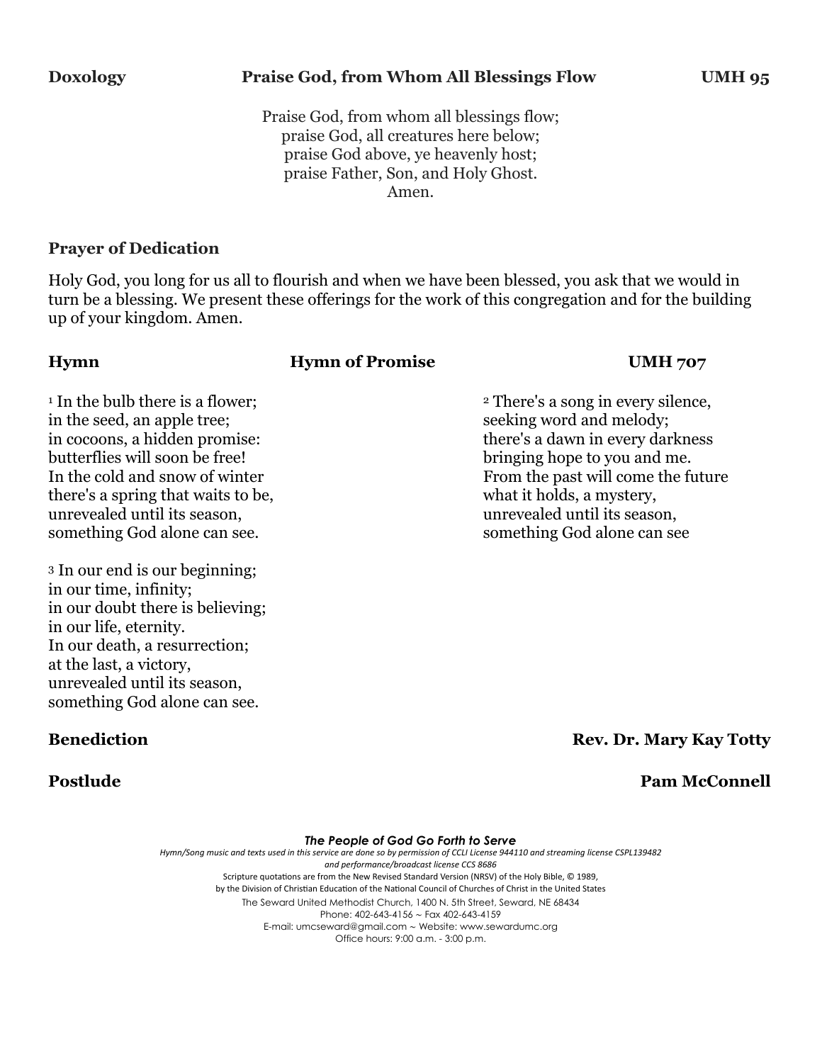**Doxology** **Praise God, from Whom All Blessings Flow** **UMH 95**

Praise God, from whom all blessings flow;
praise God, all creatures here below;
praise God above, ye heavenly host;
praise Father, Son, and Holy Ghost.
Amen.

**Prayer of Dedication**

Holy God, you long for us all to flourish and when we have been blessed, you ask that we would in turn be a blessing. We present these offerings for the work of this congregation and for the building up of your kingdom. Amen.

**Hymn** **Hymn of Promise** **UMH 707**

1 In the bulb there is a flower;
in the seed, an apple tree;
in cocoons, a hidden promise:
butterflies will soon be free!
In the cold and snow of winter
there's a spring that waits to be,
unrevealed until its season,
something God alone can see.

2 There's a song in every silence,
seeking word and melody;
there's a dawn in every darkness
bringing hope to you and me.
From the past will come the future
what it holds, a mystery,
unrevealed until its season,
something God alone can see

3 In our end is our beginning;
in our time, infinity;
in our doubt there is believing;
in our life, eternity.
In our death, a resurrection;
at the last, a victory,
unrevealed until its season,
something God alone can see.

**Benediction** **Rev. Dr. Mary Kay Totty**

**Postlude** **Pam McConnell**

***The People of God Go Forth to Serve***

*Hymn/Song music and texts used in this service are done so by permission of CCLI License 944110 and streaming license CSPL139482 and performance/broadcast license CCS 8686*

Scripture quotations are from the New Revised Standard Version (NRSV) of the Holy Bible, © 1989, by the Division of Christian Education of the National Council of Churches of Christ in the United States

The Seward United Methodist Church, 1400 N. 5th Street, Seward, NE 68434
Phone: 402-643-4156 ~ Fax 402-643-4159
E-mail: umcseward@gmail.com ~ Website: www.sewardumc.org
Office hours: 9:00 a.m. - 3:00 p.m.